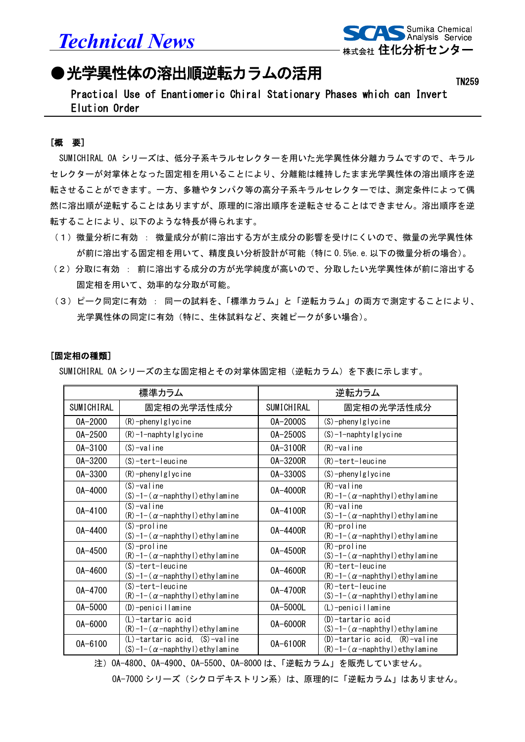# Technical News

# ●光学異性体の溶出順逆転カラムの活用

TN259

Practical Use of Enantiomeric Chiral Stationary Phases which can Invert Elution Order

## ［概　要］

SUMICHIRAL OA シリーズは、低分子系キラルセレクターを用いた光学異性体分離カラムですので、キラルセレクターが対掌体となった固定相を用いることにより、分離能は維持したまま光学異性体の溶出順序を逆転させることができます。一方、多糖やタンパク等の高分子系キラルセレクターでは、測定条件によって偶然に溶出順が逆転することはありますが、原理的に溶出順序を逆転させることはできません。溶出順序を逆転することにより、以下のような特長が得られます。

（１）微量分析に有効 ： 微量成分が前に溶出する方が主成分の影響を受けにくいので、微量の光学異性体が前に溶出する固定相を用いて、精度良い分析設計が可能（特に 0.5%e.e. 以下の微量分析の場合）。

（２）分取に有効 ： 前に溶出する成分の方が光学純度が高いので、分取したい光学異性体が前に溶出する固定相を用いて、効率的な分取が可能。

（３）ピーク同定に有効 ： 同一の試料を、「標準カラム」と「逆転カラム」の両方で測定することにより、光学異性体の同定に有効（特に、生体試料など、夾雑ピークが多い場合）。

## ［固定相の種類］

SUMICHIRAL OA シリーズの主な固定相とその対掌体固定相（逆転カラム）を下表に示します。

| 標準カラム | | 逆転カラム | |
|---|---|---|---|
| SUMICHIRAL | 固定相の光学活性成分 | SUMICHIRAL | 固定相の光学活性成分 |
| OA-2000 | (R)-phenylglycine | OA-2000S | (S)-phenylglycine |
| OA-2500 | (R)-1-naphtylglycine | OA-2500S | (S)-1-naphtylglycine |
| OA-3100 | (S)-valine | OA-3100R | (R)-valine |
| OA-3200 | (S)-tert-leucine | OA-3200R | (R)-tert-leucine |
| OA-3300 | (R)-phenylglycine | OA-3300S | (S)-phenylglycine |
| OA-4000 | (S)-valine<br>(S)-1-(α-naphthyl)ethylamine | OA-4000R | (R)-valine<br>(R)-1-(α-naphthyl)ethylamine |
| OA-4100 | (S)-valine<br>(R)-1-(α-naphthyl)ethylamine | OA-4100R | (R)-valine<br>(S)-1-(α-naphthyl)ethylamine |
| OA-4400 | (S)-proline<br>(S)-1-(α-naphthyl)ethylamine | OA-4400R | (R)-proline<br>(R)-1-(α-naphthyl)ethylamine |
| OA-4500 | (S)-proline<br>(R)-1-(α-naphthyl)ethylamine | OA-4500R | (R)-proline<br>(S)-1-(α-naphthyl)ethylamine |
| OA-4600 | (S)-tert-leucine<br>(S)-1-(α-naphthyl)ethylamine | OA-4600R | (R)-tert-leucine<br>(R)-1-(α-naphthyl)ethylamine |
| OA-4700 | (S)-tert-leucine<br>(R)-1-(α-naphthyl)ethylamine | OA-4700R | (R)-tert-leucine<br>(S)-1-(α-naphthyl)ethylamine |
| OA-5000 | (D)-penicillamine | OA-5000L | (L)-penicillamine |
| OA-6000 | (L)-tartaric acid<br>(R)-1-(α-naphthyl)ethylamine | OA-6000R | (D)-tartaric acid<br>(S)-1-(α-naphthyl)ethylamine |
| OA-6100 | (L)-tartaric acid, (S)-valine<br>(S)-1-(α-naphthyl)ethylamine | OA-6100R | (D)-tartaric acid, (R)-valine<br>(R)-1-(α-naphthyl)ethylamine |

注）OA-4800、OA-4900、OA-5500、OA-8000 は、「逆転カラム」を販売していません。
OA-7000 シリーズ（シクロデキストリン系）は、原理的に「逆転カラム」はありません。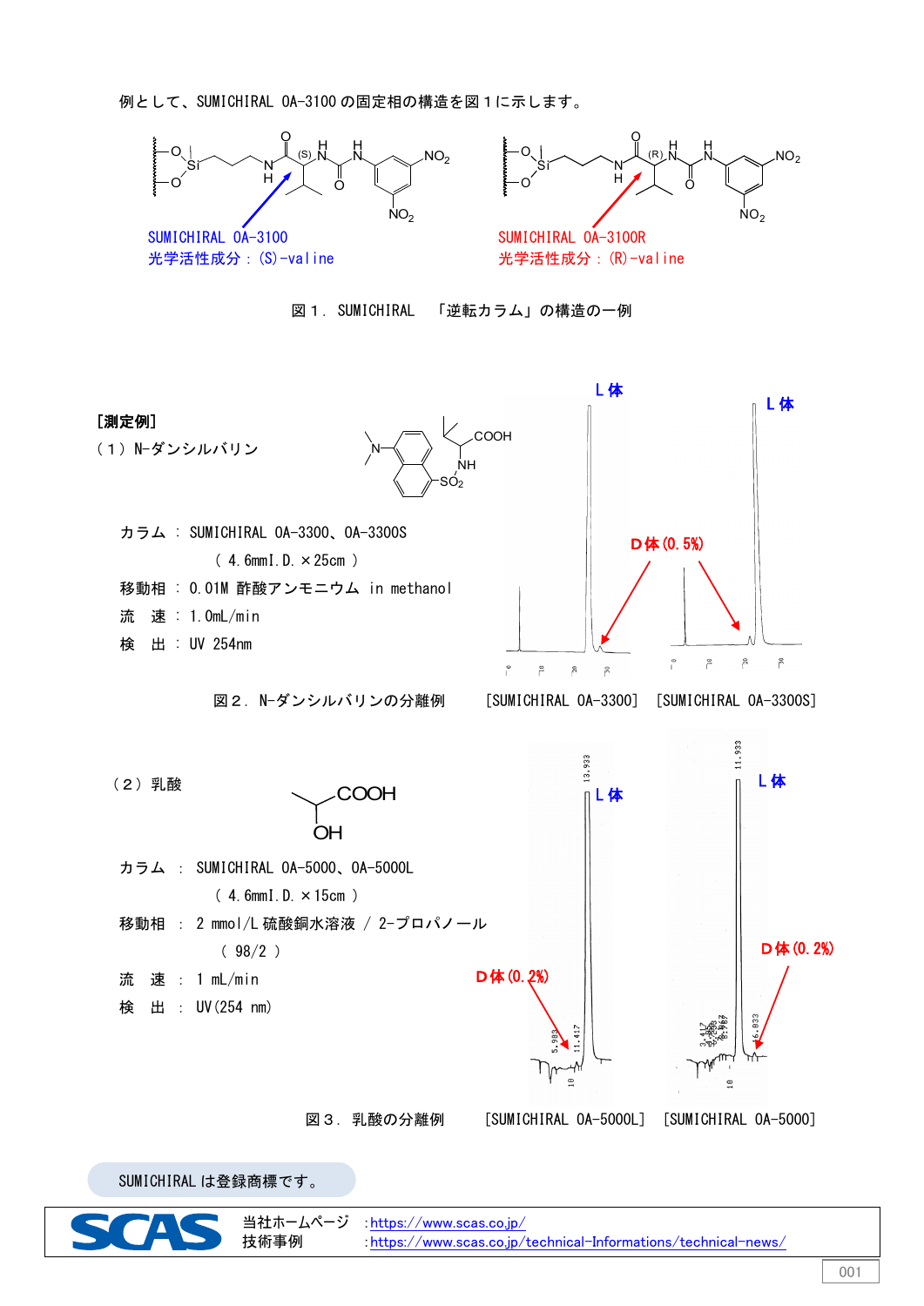例として、SUMICHIRAL OA-3100 の固定相の構造を図１に示します。

SUMICHIRAL OA-3100
光学活性成分：(S)-valine

SUMICHIRAL OA-3100R
光学活性成分：(R)-valine

図１．SUMICHIRAL 「逆転カラム」の構造の一例

**[測定例]**

（１）N-ダンシルバリン

カラム ： SUMICHIRAL OA-3300、OA-3300S
（ 4.6mmI.D. × 25cm ）
移動相 ： 0.01M 酢酸アンモニウム in methanol
流 速 ： 1.0mL/min
検 出 ： UV 254nm

L体
D体(0.5%)
L体

図２．N-ダンシルバリンの分離例 [SUMICHIRAL OA-3300] [SUMICHIRAL OA-3300S]

（２）乳酸

カラム ： SUMICHIRAL OA-5000、OA-5000L
（ 4.6mmI.D. × 15cm ）
移動相 ： 2 mmol/L 硫酸銅水溶液 / 2-プロパノール
（ 98/2 ）
流 速 ： 1 mL/min
検 出 ： UV(254 nm)

13.933
L体
D体(0.2%)
5.983
11.417

11.933
L体
D体(0.2%)
16.833

図３．乳酸の分離例 [SUMICHIRAL OA-5000L] [SUMICHIRAL OA-5000]

SUMICHIRAL は登録商標です。

当社ホームページ ：https://www.scas.co.jp/
技術事例 ：https://www.scas.co.jp/technical-Informations/technical-news/